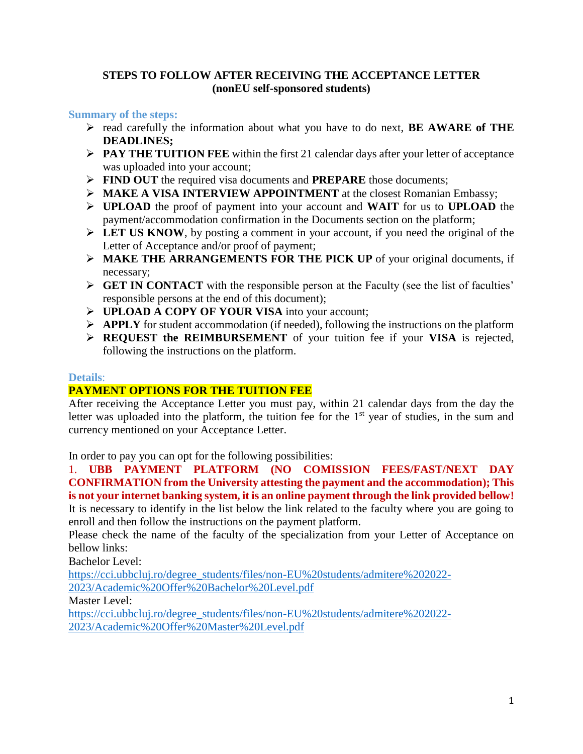# STEPS TO FOLLOW AFTER RECEIVING THE ACCEPTANCE LETTER
## (nonEU self-sponsored students)

**Summary of the steps:**

- read carefully the information about what you have to do next, **BE AWARE of THE DEADLINES;**
- **PAY THE TUITION FEE** within the first 21 calendar days after your letter of acceptance was uploaded into your account;
- **FIND OUT** the required visa documents and **PREPARE** those documents;
- **MAKE A VISA INTERVIEW APPOINTMENT** at the closest Romanian Embassy;
- **UPLOAD** the proof of payment into your account and **WAIT** for us to **UPLOAD** the payment/accommodation confirmation in the Documents section on the platform;
- **LET US KNOW**, by posting a comment in your account, if you need the original of the Letter of Acceptance and/or proof of payment;
- **MAKE THE ARRANGEMENTS FOR THE PICK UP** of your original documents, if necessary;
- **GET IN CONTACT** with the responsible person at the Faculty (see the list of faculties' responsible persons at the end of this document);
- **UPLOAD A COPY OF YOUR VISA** into your account;
- **APPLY** for student accommodation (if needed), following the instructions on the platform
- **REQUEST the REIMBURSEMENT** of your tuition fee if your **VISA** is rejected, following the instructions on the platform.

**Details**:

**PAYMENT OPTIONS FOR THE TUITION FEE**

After receiving the Acceptance Letter you must pay, within 21 calendar days from the day the letter was uploaded into the platform, the tuition fee for the 1st year of studies, in the sum and currency mentioned on your Acceptance Letter.

In order to pay you can opt for the following possibilities:

1. **UBB PAYMENT PLATFORM (NO COMISSION FEES/FAST/NEXT DAY CONFIRMATION from the University attesting the payment and the accommodation); This is not your internet banking system, it is an online payment through the link provided bellow!**

It is necessary to identify in the list below the link related to the faculty where you are going to enroll and then follow the instructions on the payment platform.

Please check the name of the faculty of the specialization from your Letter of Acceptance on bellow links:

Bachelor Level:
https://cci.ubbcluj.ro/degree_students/files/non-EU%20students/admitere%202022-2023/Academic%20Offer%20Bachelor%20Level.pdf

Master Level:
https://cci.ubbcluj.ro/degree_students/files/non-EU%20students/admitere%202022-2023/Academic%20Offer%20Master%20Level.pdf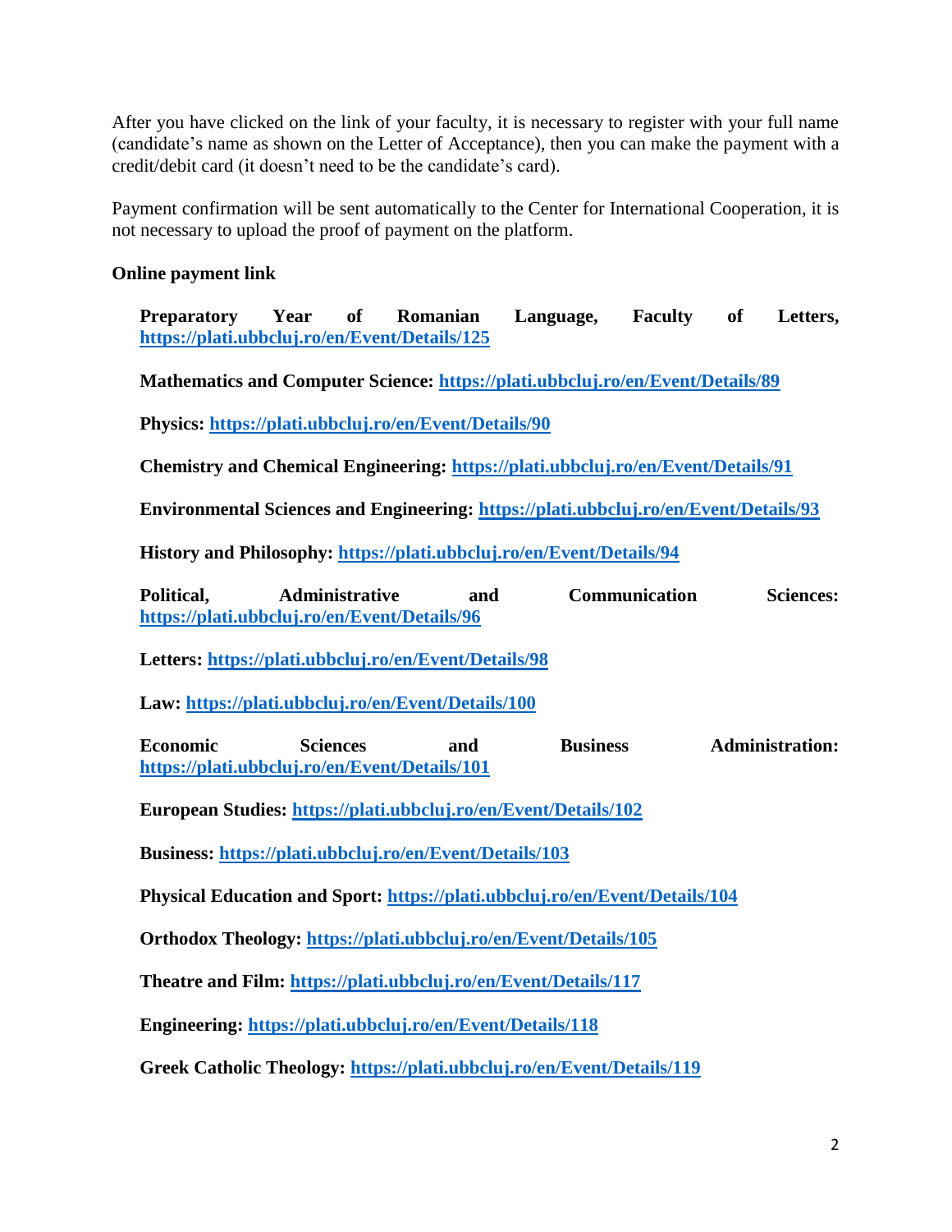After you have clicked on the link of your faculty, it is necessary to register with your full name (candidate's name as shown on the Letter of Acceptance), then you can make the payment with a credit/debit card (it doesn't need to be the candidate's card).

Payment confirmation will be sent automatically to the Center for International Cooperation, it is not necessary to upload the proof of payment on the platform.

**Online payment link**

**Preparatory Year of Romanian Language, Faculty of Letters, https://plati.ubbcluj.ro/en/Event/Details/125**

**Mathematics and Computer Science: https://plati.ubbcluj.ro/en/Event/Details/89**

**Physics: https://plati.ubbcluj.ro/en/Event/Details/90**

**Chemistry and Chemical Engineering: https://plati.ubbcluj.ro/en/Event/Details/91**

**Environmental Sciences and Engineering: https://plati.ubbcluj.ro/en/Event/Details/93**

**History and Philosophy: https://plati.ubbcluj.ro/en/Event/Details/94**

**Political, Administrative and Communication Sciences: https://plati.ubbcluj.ro/en/Event/Details/96**

**Letters: https://plati.ubbcluj.ro/en/Event/Details/98**

**Law: https://plati.ubbcluj.ro/en/Event/Details/100**

**Economic Sciences and Business Administration: https://plati.ubbcluj.ro/en/Event/Details/101**

**European Studies: https://plati.ubbcluj.ro/en/Event/Details/102**

**Business: https://plati.ubbcluj.ro/en/Event/Details/103**

**Physical Education and Sport: https://plati.ubbcluj.ro/en/Event/Details/104**

**Orthodox Theology: https://plati.ubbcluj.ro/en/Event/Details/105**

**Theatre and Film: https://plati.ubbcluj.ro/en/Event/Details/117**

**Engineering: https://plati.ubbcluj.ro/en/Event/Details/118**

**Greek Catholic Theology: https://plati.ubbcluj.ro/en/Event/Details/119**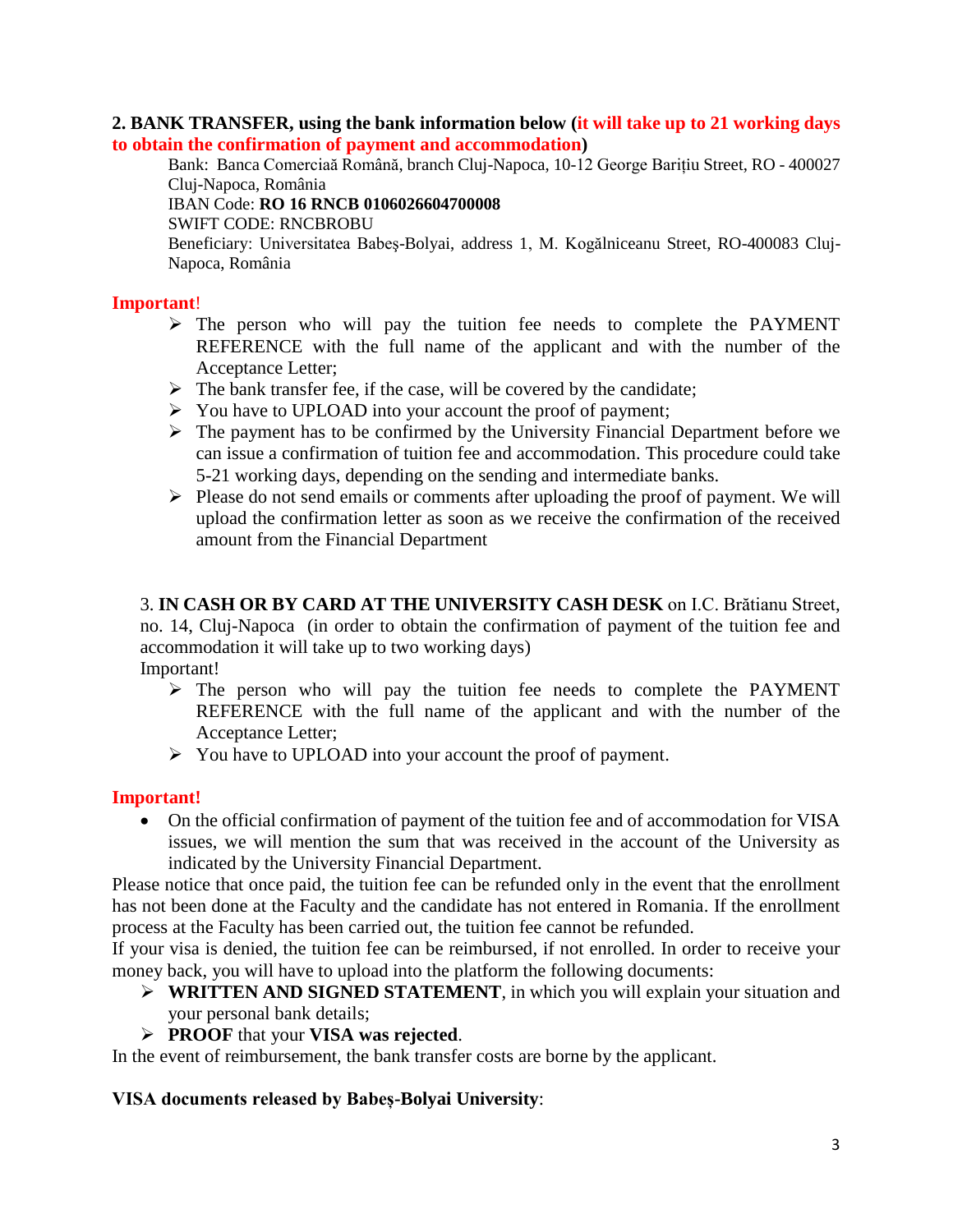**2. BANK TRANSFER, using the bank information below (it will take up to 21 working days to obtain the confirmation of payment and accommodation)**

Bank: Banca Comercială Română, branch Cluj-Napoca, 10-12 George Barițiu Street, RO - 400027 Cluj-Napoca, România
IBAN Code: **RO 16 RNCB 0106026604700008**
SWIFT CODE: RNCBROBU
Beneficiary: Universitatea Babeş-Bolyai, address 1, M. Kogălniceanu Street, RO-400083 Cluj-Napoca, România

**Important!**

- The person who will pay the tuition fee needs to complete the PAYMENT REFERENCE with the full name of the applicant and with the number of the Acceptance Letter;
- The bank transfer fee, if the case, will be covered by the candidate;
- You have to UPLOAD into your account the proof of payment;
- The payment has to be confirmed by the University Financial Department before we can issue a confirmation of tuition fee and accommodation. This procedure could take 5-21 working days, depending on the sending and intermediate banks.
- Please do not send emails or comments after uploading the proof of payment. We will upload the confirmation letter as soon as we receive the confirmation of the received amount from the Financial Department

3. **IN CASH OR BY CARD AT THE UNIVERSITY CASH DESK** on I.C. Brătianu Street, no. 14, Cluj-Napoca (in order to obtain the confirmation of payment of the tuition fee and accommodation it will take up to two working days)

Important!

- The person who will pay the tuition fee needs to complete the PAYMENT REFERENCE with the full name of the applicant and with the number of the Acceptance Letter;
- You have to UPLOAD into your account the proof of payment.

**Important!**

- On the official confirmation of payment of the tuition fee and of accommodation for VISA issues, we will mention the sum that was received in the account of the University as indicated by the University Financial Department.

Please notice that once paid, the tuition fee can be refunded only in the event that the enrollment has not been done at the Faculty and the candidate has not entered in Romania. If the enrollment process at the Faculty has been carried out, the tuition fee cannot be refunded.

If your visa is denied, the tuition fee can be reimbursed, if not enrolled. In order to receive your money back, you will have to upload into the platform the following documents:

- **WRITTEN AND SIGNED STATEMENT**, in which you will explain your situation and your personal bank details;
- **PROOF** that your **VISA was rejected**.

In the event of reimbursement, the bank transfer costs are borne by the applicant.

**VISA documents released by Babeș-Bolyai University**: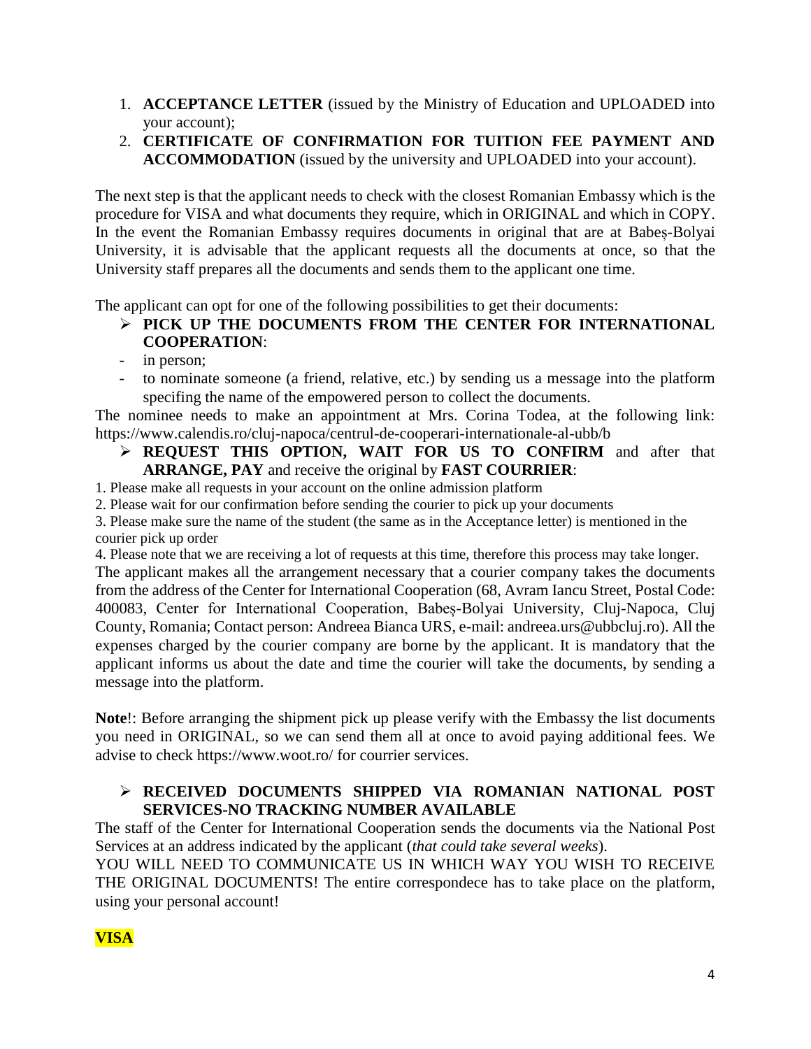1. **ACCEPTANCE LETTER** (issued by the Ministry of Education and UPLOADED into your account);
2. **CERTIFICATE OF CONFIRMATION FOR TUITION FEE PAYMENT AND ACCOMMODATION** (issued by the university and UPLOADED into your account).

The next step is that the applicant needs to check with the closest Romanian Embassy which is the procedure for VISA and what documents they require, which in ORIGINAL and which in COPY. In the event the Romanian Embassy requires documents in original that are at Babeș-Bolyai University, it is advisable that the applicant requests all the documents at once, so that the University staff prepares all the documents and sends them to the applicant one time.

The applicant can opt for one of the following possibilities to get their documents:

- **PICK UP THE DOCUMENTS FROM THE CENTER FOR INTERNATIONAL COOPERATION**:
  - in person;
  - to nominate someone (a friend, relative, etc.) by sending us a message into the platform specifing the name of the empowered person to collect the documents.

The nominee needs to make an appointment at Mrs. Corina Todea, at the following link: https://www.calendis.ro/cluj-napoca/centrul-de-cooperari-internationale-al-ubb/b

- **REQUEST THIS OPTION, WAIT FOR US TO CONFIRM** and after that **ARRANGE, PAY** and receive the original by **FAST COURRIER**:

1. Please make all requests in your account on the online admission platform
2. Please wait for our confirmation before sending the courier to pick up your documents
3. Please make sure the name of the student (the same as in the Acceptance letter) is mentioned in the courier pick up order
4. Please note that we are receiving a lot of requests at this time, therefore this process may take longer.

The applicant makes all the arrangement necessary that a courier company takes the documents from the address of the Center for International Cooperation (68, Avram Iancu Street, Postal Code: 400083, Center for International Cooperation, Babeș-Bolyai University, Cluj-Napoca, Cluj County, Romania; Contact person: Andreea Bianca URS, e-mail: andreea.urs@ubbcluj.ro). All the expenses charged by the courier company are borne by the applicant. It is mandatory that the applicant informs us about the date and time the courier will take the documents, by sending a message into the platform.

**Note**!: Before arranging the shipment pick up please verify with the Embassy the list documents you need in ORIGINAL, so we can send them all at once to avoid paying additional fees. We advise to check https://www.woot.ro/ for courrier services.

- **RECEIVED DOCUMENTS SHIPPED VIA ROMANIAN NATIONAL POST SERVICES-NO TRACKING NUMBER AVAILABLE**

The staff of the Center for International Cooperation sends the documents via the National Post Services at an address indicated by the applicant (*that could take several weeks*).

YOU WILL NEED TO COMMUNICATE US IN WHICH WAY YOU WISH TO RECEIVE THE ORIGINAL DOCUMENTS! The entire correspondece has to take place on the platform, using your personal account!

**VISA**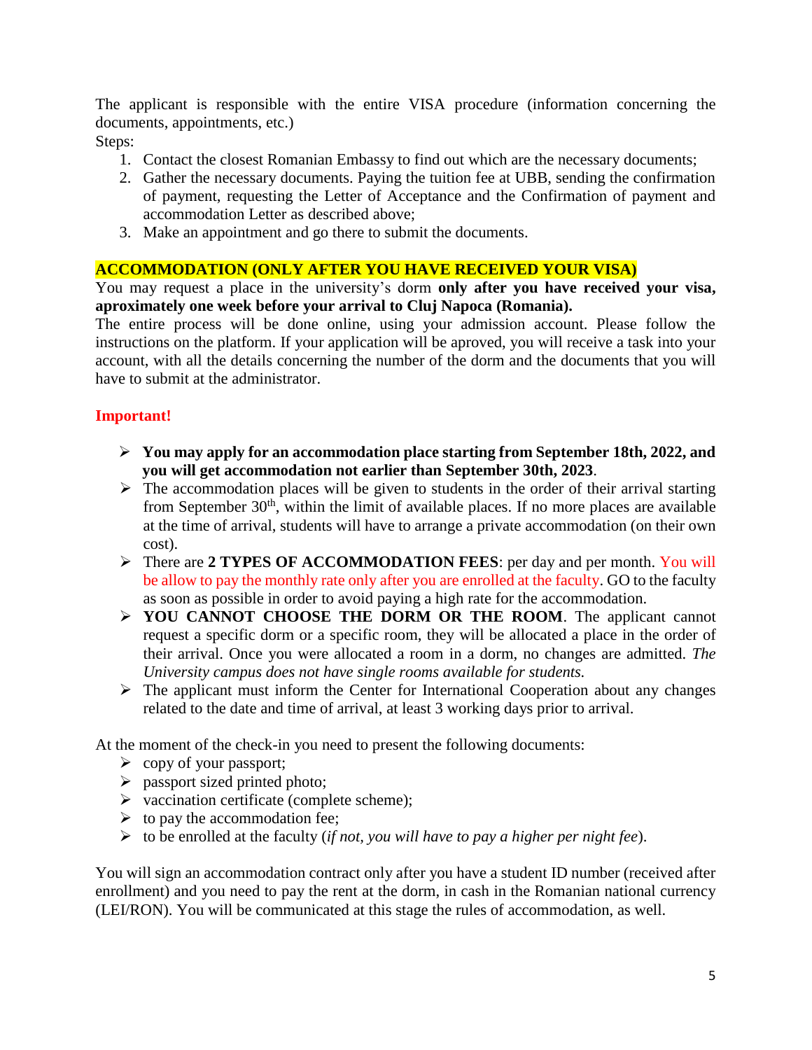The applicant is responsible with the entire VISA procedure (information concerning the documents, appointments, etc.)

Steps:

1. Contact the closest Romanian Embassy to find out which are the necessary documents;
2. Gather the necessary documents. Paying the tuition fee at UBB, sending the confirmation of payment, requesting the Letter of Acceptance and the Confirmation of payment and accommodation Letter as described above;
3. Make an appointment and go there to submit the documents.

## ACCOMMODATION (ONLY AFTER YOU HAVE RECEIVED YOUR VISA)

You may request a place in the university's dorm **only after you have received your visa, aproximately one week before your arrival to Cluj Napoca (Romania).**

The entire process will be done online, using your admission account. Please follow the instructions on the platform. If your application will be aproved, you will receive a task into your account, with all the details concerning the number of the dorm and the documents that you will have to submit at the administrator.

**Important!**

- **You may apply for an accommodation place starting from September 18th, 2022, and you will get accommodation not earlier than September 30th, 2023**.
- The accommodation places will be given to students in the order of their arrival starting from September 30th, within the limit of available places. If no more places are available at the time of arrival, students will have to arrange a private accommodation (on their own cost).
- There are **2 TYPES OF ACCOMMODATION FEES**: per day and per month. You will be allow to pay the monthly rate only after you are enrolled at the faculty. GO to the faculty as soon as possible in order to avoid paying a high rate for the accommodation.
- **YOU CANNOT CHOOSE THE DORM OR THE ROOM**. The applicant cannot request a specific dorm or a specific room, they will be allocated a place in the order of their arrival. Once you were allocated a room in a dorm, no changes are admitted. *The University campus does not have single rooms available for students.*
- The applicant must inform the Center for International Cooperation about any changes related to the date and time of arrival, at least 3 working days prior to arrival.

At the moment of the check-in you need to present the following documents:

- copy of your passport;
- passport sized printed photo;
- vaccination certificate (complete scheme);
- to pay the accommodation fee;
- to be enrolled at the faculty (*if not, you will have to pay a higher per night fee*).

You will sign an accommodation contract only after you have a student ID number (received after enrollment) and you need to pay the rent at the dorm, in cash in the Romanian national currency (LEI/RON). You will be communicated at this stage the rules of accommodation, as well.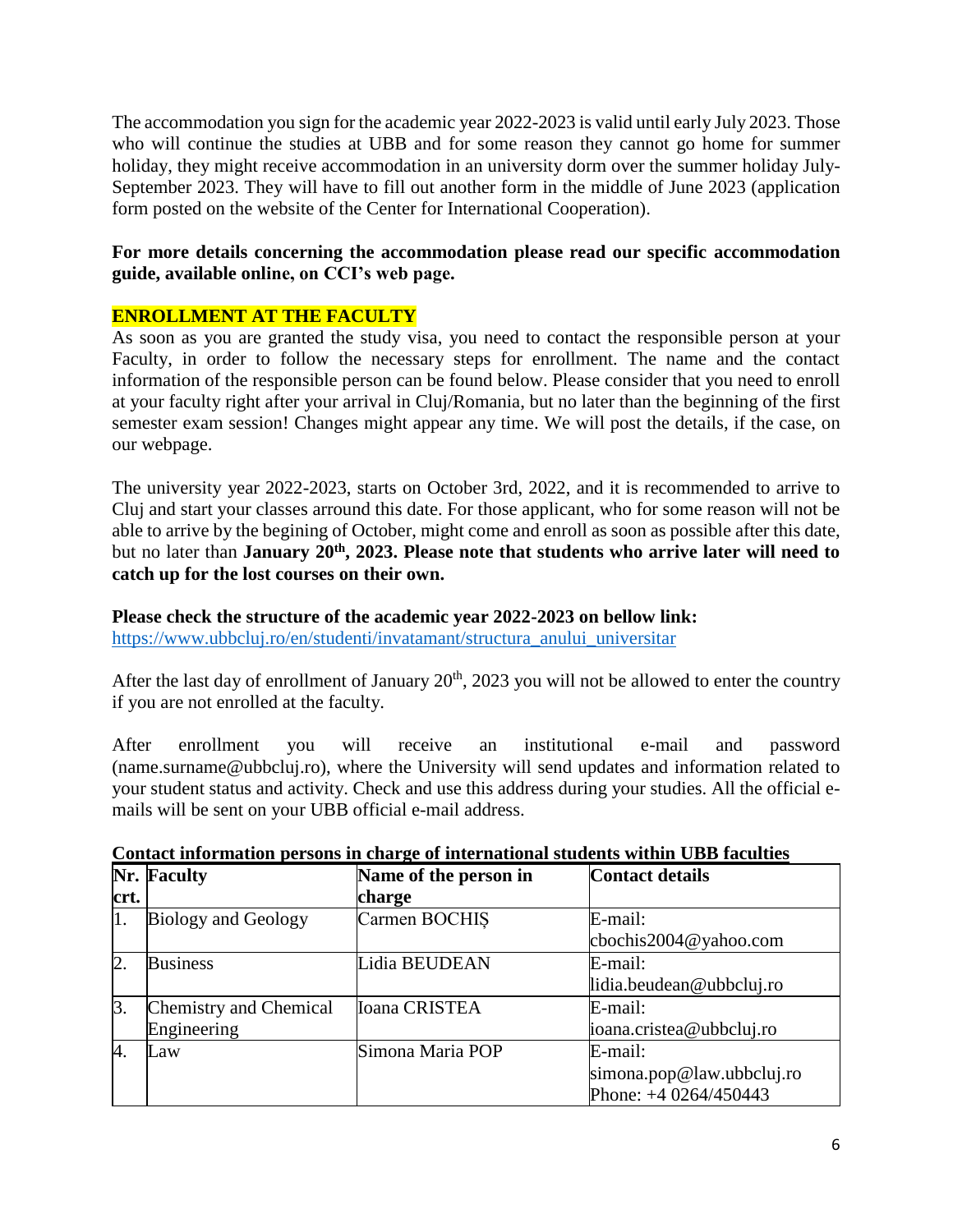The accommodation you sign for the academic year 2022-2023 is valid until early July 2023. Those who will continue the studies at UBB and for some reason they cannot go home for summer holiday, they might receive accommodation in an university dorm over the summer holiday July-September 2023. They will have to fill out another form in the middle of June 2023 (application form posted on the website of the Center for International Cooperation).

**For more details concerning the accommodation please read our specific accommodation guide, available online, on CCI's web page.**

## ENROLLMENT AT THE FACULTY

As soon as you are granted the study visa, you need to contact the responsible person at your Faculty, in order to follow the necessary steps for enrollment. The name and the contact information of the responsible person can be found below. Please consider that you need to enroll at your faculty right after your arrival in Cluj/Romania, but no later than the beginning of the first semester exam session! Changes might appear any time. We will post the details, if the case, on our webpage.

The university year 2022-2023, starts on October 3rd, 2022, and it is recommended to arrive to Cluj and start your classes arround this date. For those applicant, who for some reason will not be able to arrive by the begining of October, might come and enroll as soon as possible after this date, but no later than **January 20th, 2023. Please note that students who arrive later will need to catch up for the lost courses on their own.**

**Please check the structure of the academic year 2022-2023 on bellow link:**
https://www.ubbcluj.ro/en/studenti/invatamant/structura_anului_universitar

After the last day of enrollment of January 20th, 2023 you will not be allowed to enter the country if you are not enrolled at the faculty.

After enrollment you will receive an institutional e-mail and password (name.surname@ubbcluj.ro), where the University will send updates and information related to your student status and activity. Check and use this address during your studies. All the official e-mails will be sent on your UBB official e-mail address.

**Contact information persons in charge of international students within UBB faculties**

| Nr. crt. | Faculty | Name of the person in charge | Contact details |
|---|---|---|---|
| 1. | Biology and Geology | Carmen BOCHIȘ | E-mail: cbochis2004@yahoo.com |
| 2. | Business | Lidia BEUDEAN | E-mail: lidia.beudean@ubbcluj.ro |
| 3. | Chemistry and Chemical Engineering | Ioana CRISTEA | E-mail: ioana.cristea@ubbcluj.ro |
| 4. | Law | Simona Maria POP | E-mail: simona.pop@law.ubbcluj.ro Phone: +4 0264/450443 |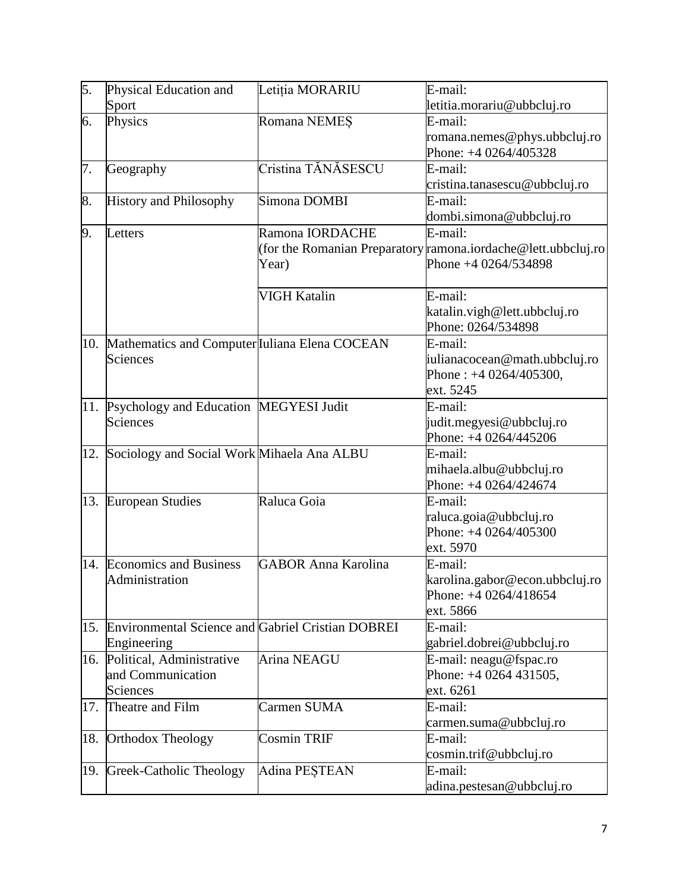| 5. | Physical Education and Sport | Letiția MORARIU | E-mail: letitia.morariu@ubbcluj.ro |
|---|---|---|---|
| 6. | Physics | Romana NEMEȘ | E-mail: romana.nemes@phys.ubbcluj.ro Phone: +4 0264/405328 |
| 7. | Geography | Cristina TĂNĂSESCU | E-mail: cristina.tanasescu@ubbcluj.ro |
| 8. | History and Philosophy | Simona DOMBI | E-mail: dombi.simona@ubbcluj.ro |
| 9. | Letters | Ramona IORDACHE (for the Romanian Preparatory Year) | E-mail: ramona.iordache@lett.ubbcluj.ro Phone +4 0264/534898 |
| | | VIGH Katalin | E-mail: katalin.vigh@lett.ubbcluj.ro Phone: 0264/534898 |
| 10. | Mathematics and Computer Sciences | Iuliana Elena COCEAN | E-mail: iulianacocean@math.ubbcluj.ro Phone : +4 0264/405300, ext. 5245 |
| 11. | Psychology and Education Sciences | MEGYESI Judit | E-mail: judit.megyesi@ubbcluj.ro Phone: +4 0264/445206 |
| 12. | Sociology and Social Work | Mihaela Ana ALBU | E-mail: mihaela.albu@ubbcluj.ro Phone: +4 0264/424674 |
| 13. | European Studies | Raluca Goia | E-mail: raluca.goia@ubbcluj.ro Phone: +4 0264/405300 ext. 5970 |
| 14. | Economics and Business Administration | GABOR Anna Karolina | E-mail: karolina.gabor@econ.ubbcluj.ro Phone: +4 0264/418654 ext. 5866 |
| 15. | Environmental Science and Engineering | Gabriel Cristian DOBREI | E-mail: gabriel.dobrei@ubbcluj.ro |
| 16. | Political, Administrative and Communication Sciences | Arina NEAGU | E-mail: neagu@fspac.ro Phone: +4 0264 431505, ext. 6261 |
| 17. | Theatre and Film | Carmen SUMA | E-mail: carmen.suma@ubbcluj.ro |
| 18. | Orthodox Theology | Cosmin TRIF | E-mail: cosmin.trif@ubbcluj.ro |
| 19. | Greek-Catholic Theology | Adina PEȘTEAN | E-mail: adina.pestesan@ubbcluj.ro |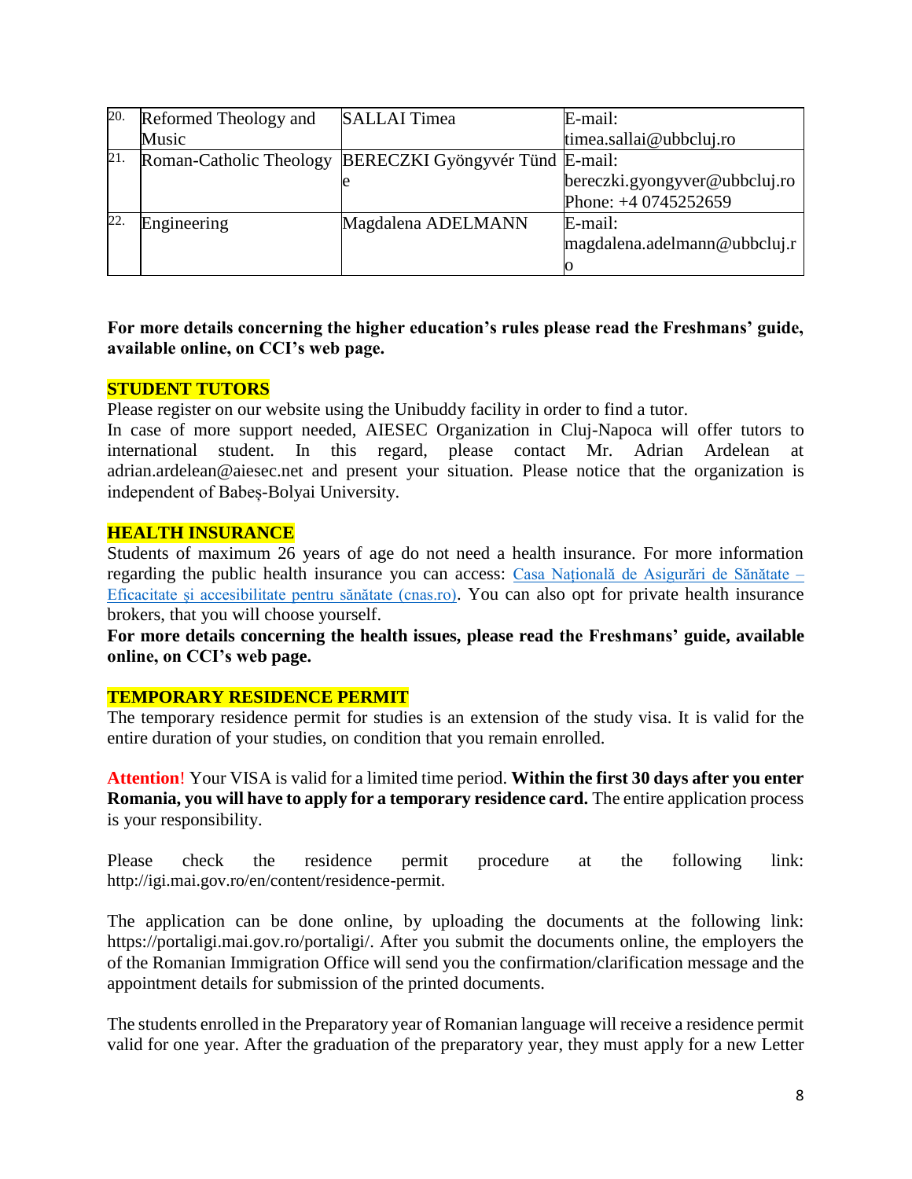| 20. | Reformed Theology and Music | SALLAI Timea | E-mail: timea.sallai@ubbcluj.ro |
|---|---|---|---|
| 21. | Roman-Catholic Theology | BERECZKI Gyöngyvér Tünde | E-mail: bereczki.gyongyver@ubbcluj.ro Phone: +4 0745252659 |
| 22. | Engineering | Magdalena ADELMANN | E-mail: magdalena.adelmann@ubbcluj.ro |

**For more details concerning the higher education's rules please read the Freshmans' guide, available online, on CCI's web page.**

**STUDENT TUTORS**

Please register on our website using the Unibuddy facility in order to find a tutor.

In case of more support needed, AIESEC Organization in Cluj-Napoca will offer tutors to international student. In this regard, please contact Mr. Adrian Ardelean at adrian.ardelean@aiesec.net and present your situation. Please notice that the organization is independent of Babeş-Bolyai University.

**HEALTH INSURANCE**

Students of maximum 26 years of age do not need a health insurance. For more information regarding the public health insurance you can access: Casa Naţională de Asigurări de Sănătate – Eficacitate şi accesibilitate pentru sănătate (cnas.ro). You can also opt for private health insurance brokers, that you will choose yourself.

**For more details concerning the health issues, please read the Freshmans' guide, available online, on CCI's web page.**

**TEMPORARY RESIDENCE PERMIT**

The temporary residence permit for studies is an extension of the study visa. It is valid for the entire duration of your studies, on condition that you remain enrolled.

**Attention**! Your VISA is valid for a limited time period. **Within the first 30 days after you enter Romania, you will have to apply for a temporary residence card.** The entire application process is your responsibility.

Please check the residence permit procedure at the following link: http://igi.mai.gov.ro/en/content/residence-permit.

The application can be done online, by uploading the documents at the following link: https://portaligi.mai.gov.ro/portaligi/. After you submit the documents online, the employers the of the Romanian Immigration Office will send you the confirmation/clarification message and the appointment details for submission of the printed documents.

The students enrolled in the Preparatory year of Romanian language will receive a residence permit valid for one year. After the graduation of the preparatory year, they must apply for a new Letter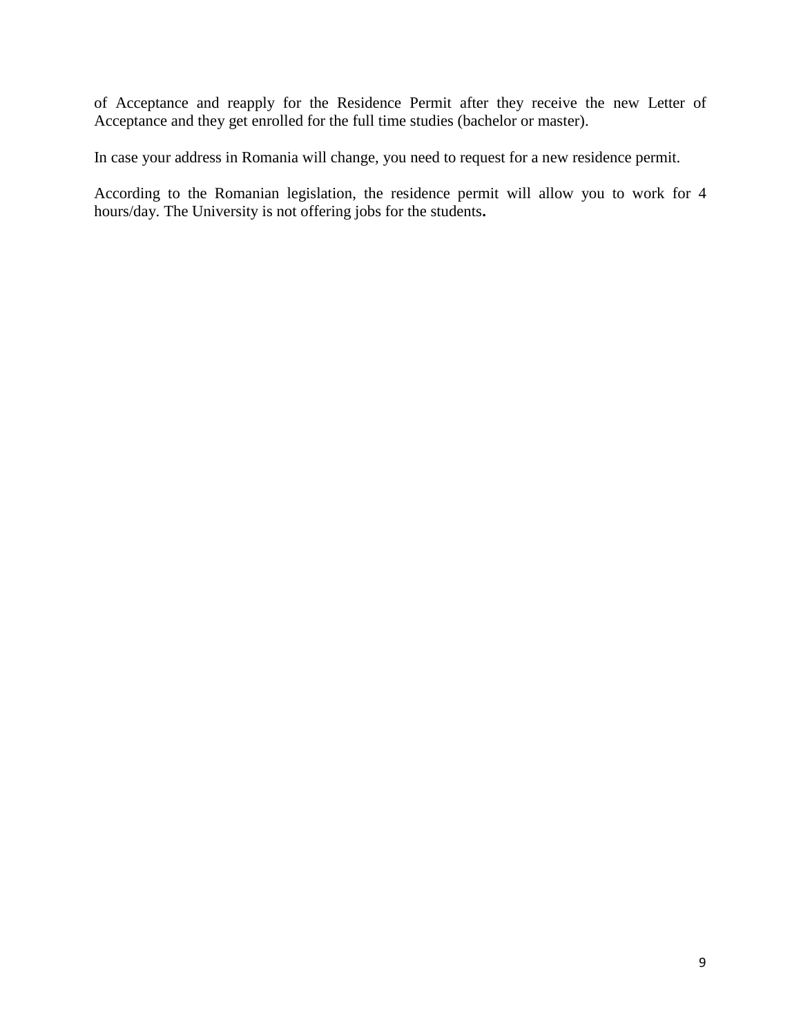of Acceptance and reapply for the Residence Permit after they receive the new Letter of Acceptance and they get enrolled for the full time studies (bachelor or master).

In case your address in Romania will change, you need to request for a new residence permit.

According to the Romanian legislation, the residence permit will allow you to work for 4 hours/day. The University is not offering jobs for the students.